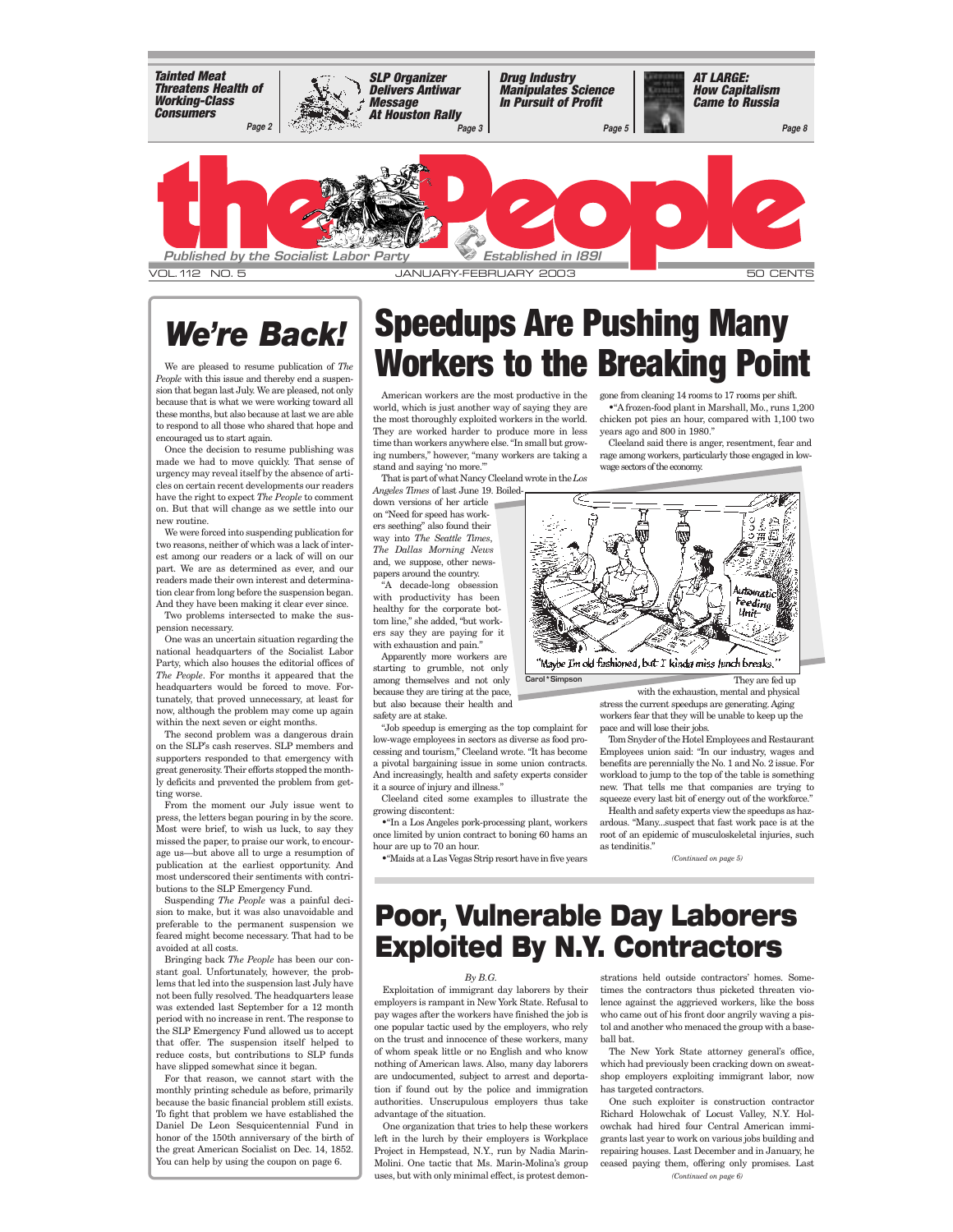**Tainted Meat Threatens Health of Working-Class Consumers** — Page 2

**SLP Organizer Delivers Antiwar Message At Houston Rally** — Page 3

**Drug Industry Manipulates Science In Pursuit of Profit** — Page 5

**AT LARGE: How Capitalism Came to Russia** — Page 8

# the People

*Published by the Socialist Labor Party* — *Established in 1891*

VOL. 112 NO. 5 — JANUARY-FEBRUARY 2003 — 50 CENTS

## We're Back!

We are pleased to resume publication of *The People* with this issue and thereby end a suspension that began last July. We are pleased, not only because that is what we were working toward all these months, but also because at last we are able to respond to all those who shared that hope and encouraged us to start again.

Once the decision to resume publishing was made we had to move quickly. That sense of urgency may reveal itself by the absence of articles on certain recent developments our readers have the right to expect *The People* to comment on. But that will change as we settle into our new routine.

We were forced into suspending publication for two reasons, neither of which was a lack of interest among our readers or a lack of will on our part. We are as determined as ever, and our readers made their own interest and determination clear from long before the suspension began. And they have been making it clear ever since.

Two problems intersected to make the suspension necessary.

One was an uncertain situation regarding the national headquarters of the Socialist Labor Party, which also houses the editorial offices of *The People*. For months it appeared that the headquarters would be forced to move. Fortunately, that proved unnecessary, at least for now, although the problem may come up again within the next seven or eight months.

The second problem was a dangerous drain on the SLP's cash reserves. SLP members and supporters responded to that emergency with great generosity. Their efforts stopped the monthly deficits and prevented the problem from getting worse.

From the moment our July issue went to press, the letters began pouring in by the score. Most were brief, to wish us luck, to say they missed the paper, to praise our work, to encourage us—but above all to urge a resumption of publication at the earliest opportunity. And most underscored their sentiments with contributions to the SLP Emergency Fund.

Suspending *The People* was a painful decision to make, but it was also unavoidable and preferable to the permanent suspension we feared might become necessary. That had to be avoided at all costs.

Bringing back *The People* has been our constant goal. Unfortunately, however, the problems that led into the suspension last July have not been fully resolved. The headquarters lease was extended last September for a 12 month period with no increase in rent. The response to the SLP Emergency Fund allowed us to accept that offer. The suspension itself helped to reduce costs, but contributions to SLP funds have slipped somewhat since it began.

For that reason, we cannot start with the monthly printing schedule as before, primarily because the basic financial problem still exists. To fight that problem we have established the Daniel De Leon Sesquicentennial Fund in honor of the 150th anniversary of the birth of the great American Socialist on Dec. 14, 1852. You can help by using the coupon on page 6.

# Speedups Are Pushing Many Workers to the Breaking Point

American workers are the most productive in the world, which is just another way of saying they are the most thoroughly exploited workers in the world. They are worked harder to produce more in less time than workers anywhere else. "In small but growing numbers," however, "many workers are taking a stand and saying 'no more.'"

That is part of what Nancy Cleeland wrote in the *Los Angeles Times* of last June 19. Boiled-down versions of her article on "Need for speed has workers seething" also found their way into *The Seattle Times*, *The Dallas Morning News* and, we suppose, other newspapers around the country.

"A decade-long obsession with productivity has been healthy for the corporate bottom line," she added, "but workers say they are paying for it with exhaustion and pain."

Apparently more workers are starting to grumble, not only among themselves and not only because they are tiring at the pace, but also because their health and safety are at stake.

"Job speedup is emerging as the top complaint for low-wage employees in sectors as diverse as food processing and tourism," Cleeland wrote. "It has become a pivotal bargaining issue in some union contracts. And increasingly, health and safety experts consider it a source of injury and illness."

Cleeland cited some examples to illustrate the growing discontent:

- "In a Los Angeles pork-processing plant, workers once limited by union contract to boning 60 hams an hour are up to 70 an hour.
- "Maids at a Las Vegas Strip resort have in five years gone from cleaning 14 rooms to 17 rooms per shift.
- "A frozen-food plant in Marshall, Mo., runs 1,200 chicken pot pies an hour, compared with 1,100 two years ago and 800 in 1980."

Cleeland said there is anger, resentment, fear and rage among workers, particularly those engaged in low-wage sectors of the economy.

"Maybe I'm old fashioned, but I kinda miss lunch breaks."

Carol\*Simpson

They are fed up with the exhaustion, mental and physical stress the current speedups are generating. Aging workers fear that they will be unable to keep up the pace and will lose their jobs.

Tom Snyder of the Hotel Employees and Restaurant Employees union said: "In our industry, wages and benefits are perennially the No. 1 and No. 2 issue. For workload to jump to the top of the table is something new. That tells me that companies are trying to squeeze every last bit of energy out of the workforce."

Health and safety experts view the speedups as hazardous. "Many...suspect that fast work pace is at the root of an epidemic of musculoskeletal injuries, such as tendinitis."

*(Continued on page 5)*

# Poor, Vulnerable Day Laborers Exploited By N.Y. Contractors

*By B.G.*

Exploitation of immigrant day laborers by their employers is rampant in New York State. Refusal to pay wages after the workers have finished the job is one popular tactic used by the employers, who rely on the trust and innocence of these workers, many of whom speak little or no English and who know nothing of American laws. Also, many day laborers are undocumented, subject to arrest and deportation if found out by the police and immigration authorities. Unscrupulous employers thus take advantage of the situation.

One organization that tries to help these workers left in the lurch by their employers is Workplace Project in Hempstead, N.Y., run by Nadia Marin-Molini. One tactic that Ms. Marin-Molina's group uses, but with only minimal effect, is protest demonstrations held outside contractors' homes. Sometimes the contractors thus picketed threaten violence against the aggrieved workers, like the boss who came out of his front door angrily waving a pistol and another who menaced the group with a baseball bat.

The New York State attorney general's office, which had previously been cracking down on sweatshop employers exploiting immigrant labor, now has targeted contractors.

One such exploiter is construction contractor Richard Holowchak of Locust Valley, N.Y. Holowchak had hired four Central American immigrants last year to work on various jobs building and repairing houses. Last December and in January, he ceased paying them, offering only promises. Last

*(Continued on page 6)*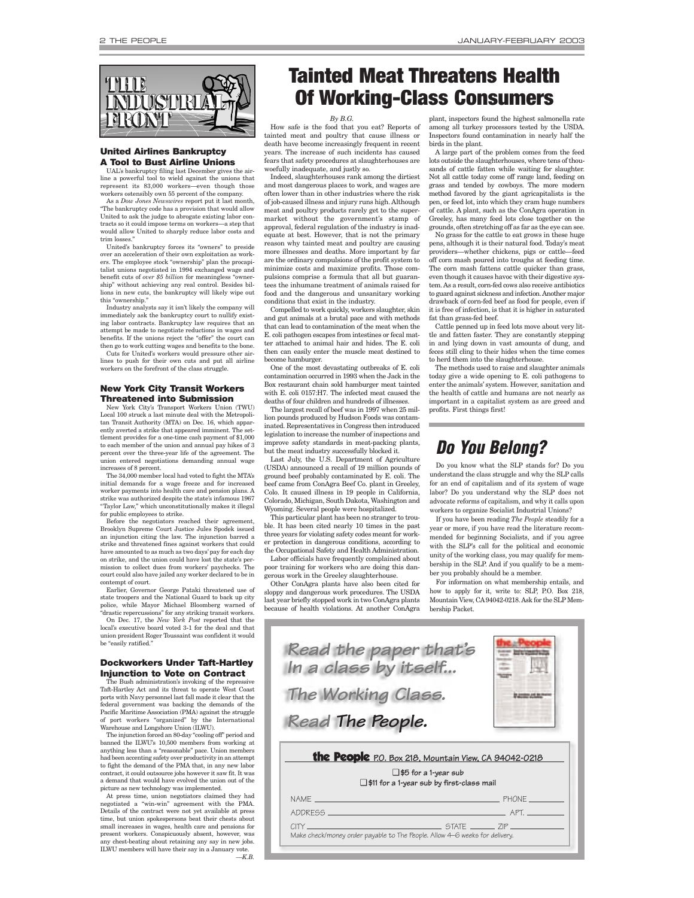# THE INDUSTRIAL FRONT

### United Airlines Bankruptcy A Tool to Bust Airline Unions

UAL's bankruptcy filing last December gives the airline a powerful tool to wield against the unions that represent its 83,000 workers—even though those workers ostensibly own 55 percent of the company.

As a *Dow Jones Newswires* report put it last month, "The bankruptcy code has a provision that would allow United to ask the judge to abrogate existing labor contracts so it could impose terms on workers—a step that would allow United to sharply reduce labor costs and trim losses."

United's bankruptcy forces its "owners" to preside over an acceleration of their own exploitation as workers. The employee stock "ownership" plan the procapitalist unions negotiated in 1994 exchanged wage and benefit cuts of *over $5 billion* for meaningless "ownership" without achieving any real control. Besides billions in new cuts, the bankruptcy will likely wipe out this "ownership."

Industry analysts say it isn't likely the company will immediately ask the bankruptcy court to nullify existing labor contracts. Bankruptcy law requires that an attempt be made to negotiate reductions in wages and benefits. If the unions reject the "offer" the court can then go to work cutting wages and benefits to the bone.

Cuts for United's workers would pressure other airlines to push for their own cuts and put all airline workers on the forefront of the class struggle.

### New York City Transit Workers Threatened into Submission

New York City's Transport Workers Union (TWU) Local 100 struck a last minute deal with the Metropolitan Transit Authority (MTA) on Dec. 16, which apparently averted a strike that appeared imminent. The settlement provides for a one-time cash payment of $1,000 to each member of the union and annual pay hikes of 3 percent over the three-year life of the agreement. The union entered negotiations demanding annual wage increases of 8 percent.

The 34,000 member local had voted to fight the MTA's initial demands for a wage freeze and for increased worker payments into health care and pension plans. A strike was authorized despite the state's infamous 1967 "Taylor Law," which unconstitutionally makes it illegal for public employees to strike.

Before the negotiators reached their agreement, Brooklyn Supreme Court Justice Jules Spodek issued an injunction citing the law. The injunction barred a strike and threatened fines against workers that could have amounted to as much as two days' pay for each day on strike, and the union could have lost the state's permission to collect dues from workers' paychecks. The court could also have jailed any worker declared to be in contempt of court.

Earlier, Governor George Pataki threatened use of state troopers and the National Guard to back up city police, while Mayor Michael Bloomberg warned of "drastic repercussions" for any striking transit workers.

On Dec. 17, the *New York Post* reported that the local's executive board voted 3-1 for the deal and that union president Roger Toussaint was confident it would be "easily ratified."

### Dockworkers Under Taft-Hartley Injunction to Vote on Contract

The Bush administration's invoking of the repressive Taft-Hartley Act and its threat to operate West Coast ports with Navy personnel last fall made it clear that the federal government was backing the demands of the Pacific Maritime Association (PMA) against the struggle of port workers "organized" by the International Warehouse and Longshore Union (ILWU).

The injunction forced an 80-day "cooling off" period and banned the ILWU's 10,500 members from working at anything less than a "reasonable" pace. Union members had been accenting safety over productivity in an attempt to fight the demand of the PMA that, in any new labor contract, it could outsource jobs however it saw fit. It was a demand that would have evolved the union out of the picture as new technology was implemented.

At press time, union negotiators claimed they had negotiated a "win-win" agreement with the PMA. Details of the contract were not yet available at press time, but union spokespersons beat their chests about small increases in wages, health care and pensions for present workers. Conspicuously absent, however, was any chest-beating about retaining any say in new jobs. ILWU members will have their say in a January vote.

—*K.B.*

# Tainted Meat Threatens Health Of Working-Class Consumers

*By B.G.*

How safe is the food that you eat? Reports of tainted meat and poultry that cause illness or death have become increasingly frequent in recent years. The increase of such incidents has caused fears that safety procedures at slaughterhouses are woefully inadequate, and justly so.

Indeed, slaughterhouses rank among the dirtiest and most dangerous places to work, and wages are often lower than in other industries where the risk of job-caused illness and injury runs high. Although meat and poultry products rarely get to the supermarket without the government's stamp of approval, federal regulation of the industry is inadequate at best. However, that is not the primary reason why tainted meat and poultry are causing more illnesses and deaths. More important by far are the ordinary compulsions of the profit system to minimize costs and maximize profits. Those compulsions comprise a formula that all but guarantees the inhumane treatment of animals raised for food and the dangerous and unsanitary working conditions that exist in the industry.

Compelled to work quickly, workers slaughter, skin and gut animals at a brutal pace and with methods that can lead to contamination of the meat when the E. coli pathogen escapes from intestines or fecal matter attached to animal hair and hides. The E. coli then can easily enter the muscle meat destined to become hamburger.

One of the most devastating outbreaks of E. coli contamination occurred in 1993 when the Jack in the Box restaurant chain sold hamburger meat tainted with E. coli 0157:H7. The infected meat caused the deaths of four children and hundreds of illnesses.

The largest recall of beef was in 1997 when 25 million pounds produced by Hudson Foods was contaminated. Representatives in Congress then introduced legislation to increase the number of inspections and improve safety standards in meat-packing plants, but the meat industry successfully blocked it.

Last July, the U.S. Department of Agriculture (USDA) announced a recall of 19 million pounds of ground beef probably contaminated by E. coli. The beef came from ConAgra Beef Co. plant in Greeley, Colo. It caused illness in 19 people in California, Colorado, Michigan, South Dakota, Washington and Wyoming. Several people were hospitalized.

This particular plant has been no stranger to trouble. It has been cited nearly 10 times in the past three years for violating safety codes meant for worker protection in dangerous conditions, according to the Occupational Safety and Health Administration.

Labor officials have frequently complained about poor training for workers who are doing this dangerous work in the Greeley slaughterhouse.

Other ConAgra plants have also been cited for sloppy and dangerous work procedures. The USDA last year briefly stopped work in two ConAgra plants because of health violations. At another ConAgra plant, inspectors found the highest salmonella rate among all turkey processors tested by the USDA. Inspectors found contamination in nearly half the birds in the plant.

A large part of the problem comes from the feed lots outside the slaughterhouses, where tens of thousands of cattle fatten while waiting for slaughter. Not all cattle today come off range land, feeding on grass and tended by cowboys. The more modern method favored by the giant agricapitalists is the pen, or feed lot, into which they cram huge numbers of cattle. A plant, such as the ConAgra operation in Greeley, has many feed lots close together on the grounds, often stretching off as far as the eye can see.

No grass for the cattle to eat grows in these huge pens, although it is their natural food. Today's meat providers—whether chickens, pigs or cattle—feed off corn mash poured into troughs at feeding time. The corn mash fattens cattle quicker than grass, even though it causes havoc with their digestive system. As a result, corn-fed cows also receive antibiotics to guard against sickness and infection. Another major drawback of corn-fed beef as food for people, even if it is free of infection, is that it is higher in saturated fat than grass-fed beef.

Cattle penned up in feed lots move about very little and fatten faster. They are constantly stepping in and lying down in vast amounts of dung, and feces still cling to their hides when the time comes to herd them into the slaughterhouse.

The methods used to raise and slaughter animals today give a wide opening to E. coli pathogens to enter the animals' system. However, sanitation and the health of cattle and humans are not nearly as important in a capitalist system as are greed and profits. First things first!

## *Do You Belong?*

Do you know what the SLP stands for? Do you understand the class struggle and why the SLP calls for an end of capitalism and of its system of wage labor? Do you understand why the SLP does not advocate reforms of capitalism, and why it calls upon workers to organize Socialist Industrial Unions?

If you have been reading *The People* steadily for a year or more, if you have read the literature recommended for beginning Socialists, and if you agree with the SLP's call for the political and economic unity of the working class, you may qualify for membership in the SLP. And if you qualify to be a member you probably should be a member.

For information on what membership entails, and how to apply for it, write to: SLP, P.O. Box 218, Mountain View, CA 94042-0218. Ask for the SLP Membership Packet.

*Read the paper that's In a class by itself... The Working Class. Read **The People**.*

**the People** P.O. Box 218, Mountain View, CA 94042-0218

❑ $5 for a 1-year sub
❑ $11 for a 1-year sub by first-class mail

NAME ______________ PHONE ______
ADDRESS ______________ APT. ______
CITY ______________ STATE ______ ZIP ______

Make check/money order payable to The People. Allow 4–6 weeks for delivery.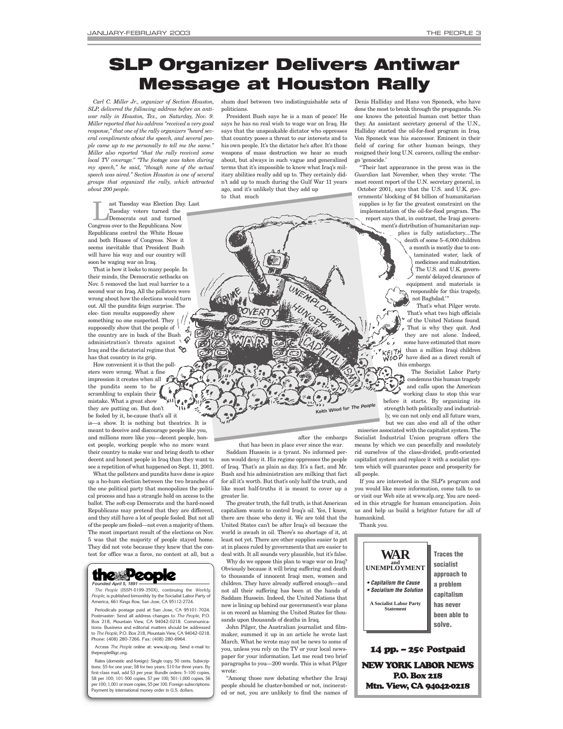# SLP Organizer Delivers Antiwar Message at Houston Rally

*Carl C. Miller Jr., organizer of Section Houston, SLP, delivered the following address before an antiwar rally in Houston, Tex., on Saturday, Nov. 9. Miller reported that his address "received a very good response," that one of the rally organizers "heard several compliments about the speech, and several people came up to me personally to tell me the same." Miller also reported "that the rally received some local TV coverage." "The footage was taken during my speech," he said, "though none of the actual speech was aired." Section Houston is one of several groups that organized the rally, which attracted about 200 people.*

Last Tuesday was Election Day. Last Tuesday voters turned the Democrats out and turned Congress over to the Republicans. Now Republicans control the White House and both Houses of Congress. Now it seems inevitable that President Bush will have his way and our country will soon be waging war on Iraq.

That is how it looks to many people. In their minds, the Democratic setbacks on Nov. 5 removed the last real barrier to a second war on Iraq. All the pollsters were wrong about how the elections would turn out. All the pundits feign surprise. The elec- tion results supposedly show something no one suspected. They supposedly show that the people of the country are in back of the Bush administration's threats against Iraq and the dictatorial regime that has that country in its grip.

How convenient it is that the pollsters were wrong. What a fine impression it creates when all the pundits seem to be scrambling to explain their mistake. What a great show they are putting on. But don't be fooled by it, be-cause that's all it is—a show. It is nothing but theatrics. It is meant to deceive and discourage people like you, and millions more like you—decent people, honest people, working people who no more want their country to make war and bring death to other decent and honest people in Iraq than they want to see a repetition of what happened on Sept. 11, 2001.

What the pollsters and pundits have done is spice up a ho-hum election between the two branches of the one political party that monopolizes the political process and has a strangle hold on access to the ballot. The soft-cop Democrats and the hard-nosed Republicans may pretend that they are different, and they still have a lot of people fooled. But not all of the people are fooled—not even a majority of them. The most important result of the elections on Nov. 5 was that the majority of people stayed home. They did not vote because they knew that the contest for office was a farce, no contest at all, but a sham duel between two indistinguishable sets of politicians.

President Bush says he is a man of peace! He says he has no real wish to wage war on Iraq. He says that the unspeakable dictator who oppresses that country poses a threat to our interests and to his own people. It's the dictator he's after. It's those weapons of mass destruction we hear so much about, but always in such vague and generalized terms that it's impossible to know what Iraq's military abilities really add up to. They certainly didn't add up to much during the Gulf War 11 years ago, and it's unlikely that they add up to that much after the embargo that has been in place ever since the war.

Saddam Hussein is a tyrant. No informed person would deny it. His regime oppresses the people of Iraq. That's as plain as day. It's a fact, and Mr. Bush and his administration are milking that fact for all it's worth. But that's only half the truth, and like most half-truths it is meant to cover up a greater lie.

The greater truth, the full truth, is that American capitalism wants to control Iraq's oil. Yes, I know, there are those who deny it. We are told that the United States can't be after Iraq's oil because the world is awash in oil. There's no shortage of it, at least not yet. There are other supplies easier to get at in places ruled by governments that are easier to deal with. It all sounds very plausible, but it's false.

Why do we oppose this plan to wage war on Iraq? Obviously because it will bring suffering and death to thousands of innocent Iraqi men, women and children. They have already suffered enough—and not all their suffering has been at the hands of Saddam Hussein. Indeed, the United Nations that now is lining up behind our government's war plans is on record as blaming the United States for thousands upon thousands of deaths in Iraq.

John Pilger, the Australian journalist and filmmaker, summed it up in an article he wrote last March. What he wrote may not be news to some of you, unless you rely on the TV or your local newspaper for information. Let me read two brief paragraphs to you—200 words. This is what Pilger wrote:

"Among those now debating whether the Iraqi people should be cluster-bombed or not, incinerated or not, you are unlikely to find the names of Denis Halliday and Hans von Sponeck, who have done the most to break through the propaganda. No one knows the potential human cost better than they. As assistant secretary general of the U.N., Halliday started the oil-for-food program in Iraq. Von Sponeck was his successor. Eminent in their field of caring for other human beings, they resigned their long U.N. careers, calling the embargo 'genocide.'

"Their last appearance in the press was in the *Guardian* last November, when they wrote: 'The most recent report of the U.N. secretary general, in October 2001, says that the U.S. and U.K. governments' blocking of $4 billion of humanitarian supplies is by far the greatest constraint on the implementation of the oil-for-food program. The report says that, in contrast, the Iraqi government's distribution of humanitarian supplies is fully satisfactory....The death of some 5–6,000 children a month is mostly due to contaminated water, lack of medicines and malnutrition. The U.S. and U.K. governments' delayed clearance of equipment and materials is responsible for this tragedy, not Baghdad.'"

That's what Pilger wrote. That's what two high officials of the United Nations found. That is why they quit. And they are not alone. Indeed, some have estimated that more than a million Iraqi children have died as a direct result of this embargo.

The Socialist Labor Party condemns this human tragedy and calls upon the American working class to stop this war before it starts. By organizing its strength both politically and industrially, we can not only end all future wars, but we can also end all of the other miseries associated with the capitalist system. The Socialist Industrial Union program offers the means by which we can peacefully and resolutely rid ourselves of the class-divided, profit-oriented capitalist system and replace it with a socialist system which will guarantee peace and prosperity for all people.

If you are interested in the SLP's program and you would like more information, come talk to us or visit our Web site at www.slp.org. You are needed in this struggle for human emancipation. Join us and help us build a brighter future for all of humankind.

Thank you.

Keith Wood for *The People*

---

**the People**
*Founded April 5, 1891*

*The People* (ISSN-0199-350X), continuing the *Weekly People*, is published bimonthly by the Socialist Labor Party of America, 661 Kings Row, San Jose, CA 95112-2724.

Periodicals postage paid at San Jose, CA 95101-7024. Postmaster: Send all address changes to *The People*, P.O. Box 218, Mountain View, CA 94042-0218. Communications: Business and editorial matters should be addressed to *The People*, P.O. Box 218, Mountain View, CA 94042-0218. Phone: (408) 280-7266. Fax: (408) 280-6964.

Access *The People* online at: www.slp.org. Send e-mail to: thepeople@igc.org.

Rates (domestic and foreign): Single copy, 50 cents. Subscriptions: $5 for one year; $8 for two years; $10 for three years. By first-class mail, add $3 per year. Bundle orders: 5-100 copies, $8 per 100; 101-500 copies, $7 per 100; 501-1,000 copies, $6 per 100; 1,001 or more copies, $5 per 100. Foreign subscriptions: Payment by international money order in U.S. dollars.

---

**WAR and UNEMPLOYMENT**

- *Capitalism the Cause*
- *Socialism the Solution*

A Socialist Labor Party Statement

**Traces the socialist approach to a problem capitalism has never been able to solve.**

**14 pp. – 25¢ Postpaid**

**NEW YORK LABOR NEWS**
**P.O. Box 218**
**Mtn. View, CA 94042-0218**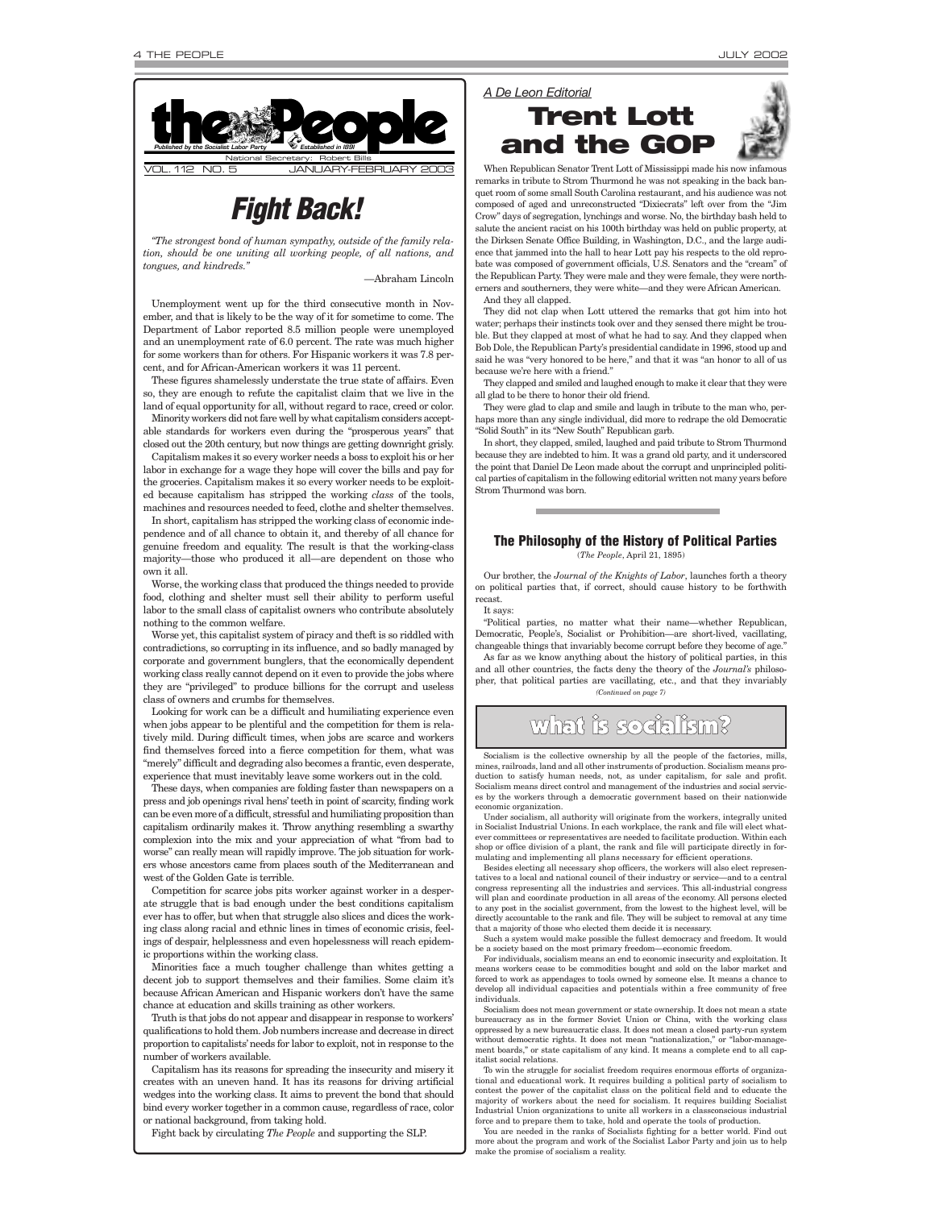# the People

*Published by the Socialist Labor Party* — *Established in 1891*

National Secretary: Robert Bills

VOL. 112 NO. 5 — JANUARY-FEBRUARY 2003

# *Fight Back!*

*"The strongest bond of human sympathy, outside of the family relation, should be one uniting all working people, of all nations, and tongues, and kindreds."*

—Abraham Lincoln

Unemployment went up for the third consecutive month in November, and that is likely to be the way of it for sometime to come. The Department of Labor reported 8.5 million people were unemployed and an unemployment rate of 6.0 percent. The rate was much higher for some workers than for others. For Hispanic workers it was 7.8 percent, and for African-American workers it was 11 percent.

These figures shamelessly understate the true state of affairs. Even so, they are enough to refute the capitalist claim that we live in the land of equal opportunity for all, without regard to race, creed or color.

Minority workers did not fare well by what capitalism considers acceptable standards for workers even during the "prosperous years" that closed out the 20th century, but now things are getting downright grisly.

Capitalism makes it so every worker needs a boss to exploit his or her labor in exchange for a wage they hope will cover the bills and pay for the groceries. Capitalism makes it so every worker needs to be exploited because capitalism has stripped the working *class* of the tools, machines and resources needed to feed, clothe and shelter themselves.

In short, capitalism has stripped the working class of economic independence and of all chance to obtain it, and thereby of all chance for genuine freedom and equality. The result is that the working-class majority—those who produced it all—are dependent on those who own it all.

Worse, the working class that produced the things needed to provide food, clothing and shelter must sell their ability to perform useful labor to the small class of capitalist owners who contribute absolutely nothing to the common welfare.

Worse yet, this capitalist system of piracy and theft is so riddled with contradictions, so corrupting in its influence, and so badly managed by corporate and government bunglers, that the economically dependent working class really cannot depend on it even to provide the jobs where they are "privileged" to produce billions for the corrupt and useless class of owners and crumbs for themselves.

Looking for work can be a difficult and humiliating experience even when jobs appear to be plentiful and the competition for them is relatively mild. During difficult times, when jobs are scarce and workers find themselves forced into a fierce competition for them, what was "merely" difficult and degrading also becomes a frantic, even desperate, experience that must inevitably leave some workers out in the cold.

These days, when companies are folding faster than newspapers on a press and job openings rival hens' teeth in point of scarcity, finding work can be even more of a difficult, stressful and humiliating proposition than capitalism ordinarily makes it. Throw anything resembling a swarthy complexion into the mix and your appreciation of what "from bad to worse" can really mean will rapidly improve. The job situation for workers whose ancestors came from places south of the Mediterranean and west of the Golden Gate is terrible.

Competition for scarce jobs pits worker against worker in a desperate struggle that is bad enough under the best conditions capitalism ever has to offer, but when that struggle also slices and dices the working class along racial and ethnic lines in times of economic crisis, feelings of despair, helplessness and even hopelessness will reach epidemic proportions within the working class.

Minorities face a much tougher challenge than whites getting a decent job to support themselves and their families. Some claim it's because African American and Hispanic workers don't have the same chance at education and skills training as other workers.

Truth is that jobs do not appear and disappear in response to workers' qualifications to hold them. Job numbers increase and decrease in direct proportion to capitalists' needs for labor to exploit, not in response to the number of workers available.

Capitalism has its reasons for spreading the insecurity and misery it creates with an uneven hand. It has its reasons for driving artificial wedges into the working class. It aims to prevent the bond that should bind every worker together in a common cause, regardless of race, color or national background, from taking hold.

Fight back by circulating *The People* and supporting the SLP.

*A De Leon Editorial*

# Trent Lott and the GOP

When Republican Senator Trent Lott of Mississippi made his now infamous remarks in tribute to Strom Thurmond he was not speaking in the back banquet room of some small South Carolina restaurant, and his audience was not composed of aged and unreconstructed "Dixiecrats" left over from the "Jim Crow" days of segregation, lynchings and worse. No, the birthday bash held to salute the ancient racist on his 100th birthday was held on public property, at the Dirksen Senate Office Building, in Washington, D.C., and the large audience that jammed into the hall to hear Lott pay his respects to the old reprobate was composed of government officials, U.S. Senators and the "cream" of the Republican Party. They were male and they were female, they were northerners and southerners, they were white—and they were African American.

And they all clapped.

They did not clap when Lott uttered the remarks that got him into hot water; perhaps their instincts took over and they sensed there might be trouble. But they clapped at most of what he had to say. And they clapped when Bob Dole, the Republican Party's presidential candidate in 1996, stood up and said he was "very honored to be here," and that it was "an honor to all of us because we're here with a friend."

They clapped and smiled and laughed enough to make it clear that they were all glad to be there to honor their old friend.

They were glad to clap and smile and laugh in tribute to the man who, perhaps more than any single individual, did more to redrape the old Democratic "Solid South" in its "New South" Republican garb.

In short, they clapped, smiled, laughed and paid tribute to Strom Thurmond because they are indebted to him. It was a grand old party, and it underscored the point that Daniel De Leon made about the corrupt and unprincipled political parties of capitalism in the following editorial written not many years before Strom Thurmond was born.

## The Philosophy of the History of Political Parties

(*The People*, April 21, 1895)

Our brother, the *Journal of the Knights of Labor*, launches forth a theory on political parties that, if correct, should cause history to be forthwith recast.

It says:

"Political parties, no matter what their name—whether Republican, Democratic, People's, Socialist or Prohibition—are short-lived, vacillating, changeable things that invariably become corrupt before they become of age."

As far as we know anything about the history of political parties, in this and all other countries, the facts deny the theory of the *Journal's* philosopher, that political parties are vacillating, etc., and that they invariably

*(Continued on page 7)*

## what is socialism?

Socialism is the collective ownership by all the people of the factories, mills, mines, railroads, land and all other instruments of production. Socialism means production to satisfy human needs, not, as under capitalism, for sale and profit. Socialism means direct control and management of the industries and social services by the workers through a democratic government based on their nationwide economic organization.

Under socialism, all authority will originate from the workers, integrally united in Socialist Industrial Unions. In each workplace, the rank and file will elect whatever committees or representatives are needed to facilitate production. Within each shop or office division of a plant, the rank and file will participate directly in formulating and implementing all plans necessary for efficient operations.

Besides electing all necessary shop officers, the workers will also elect representatives to a local and national council of their industry or service—and to a central congress representing all the industries and services. This all-industrial congress will plan and coordinate production in all areas of the economy. All persons elected to any post in the socialist government, from the lowest to the highest level, will be directly accountable to the rank and file. They will be subject to removal at any time that a majority of those who elected them decide it is necessary.

Such a system would make possible the fullest democracy and freedom. It would be a society based on the most primary freedom—economic freedom.

For individuals, socialism means an end to economic insecurity and exploitation. It means workers cease to be commodities bought and sold on the labor market and forced to work as appendages to tools owned by someone else. It means a chance to develop all individual capacities and potentials within a free community of free individuals.

Socialism does not mean government or state ownership. It does not mean a state bureaucracy as in the former Soviet Union or China, with the working class oppressed by a new bureaucratic class. It does not mean a closed party-run system without democratic rights. It does not mean "nationalization," or "labor-management boards," or state capitalism of any kind. It means a complete end to all capitalist social relations.

To win the struggle for socialist freedom requires enormous efforts of organizational and educational work. It requires building a political party of socialism to contest the power of the capitalist class on the political field and to educate the majority of workers about the need for socialism. It requires building Socialist Industrial Union organizations to unite all workers in a classconscious industrial force and to prepare them to take, hold and operate the tools of production.

You are needed in the ranks of Socialists fighting for a better world. Find out more about the program and work of the Socialist Labor Party and join us to help make the promise of socialism a reality.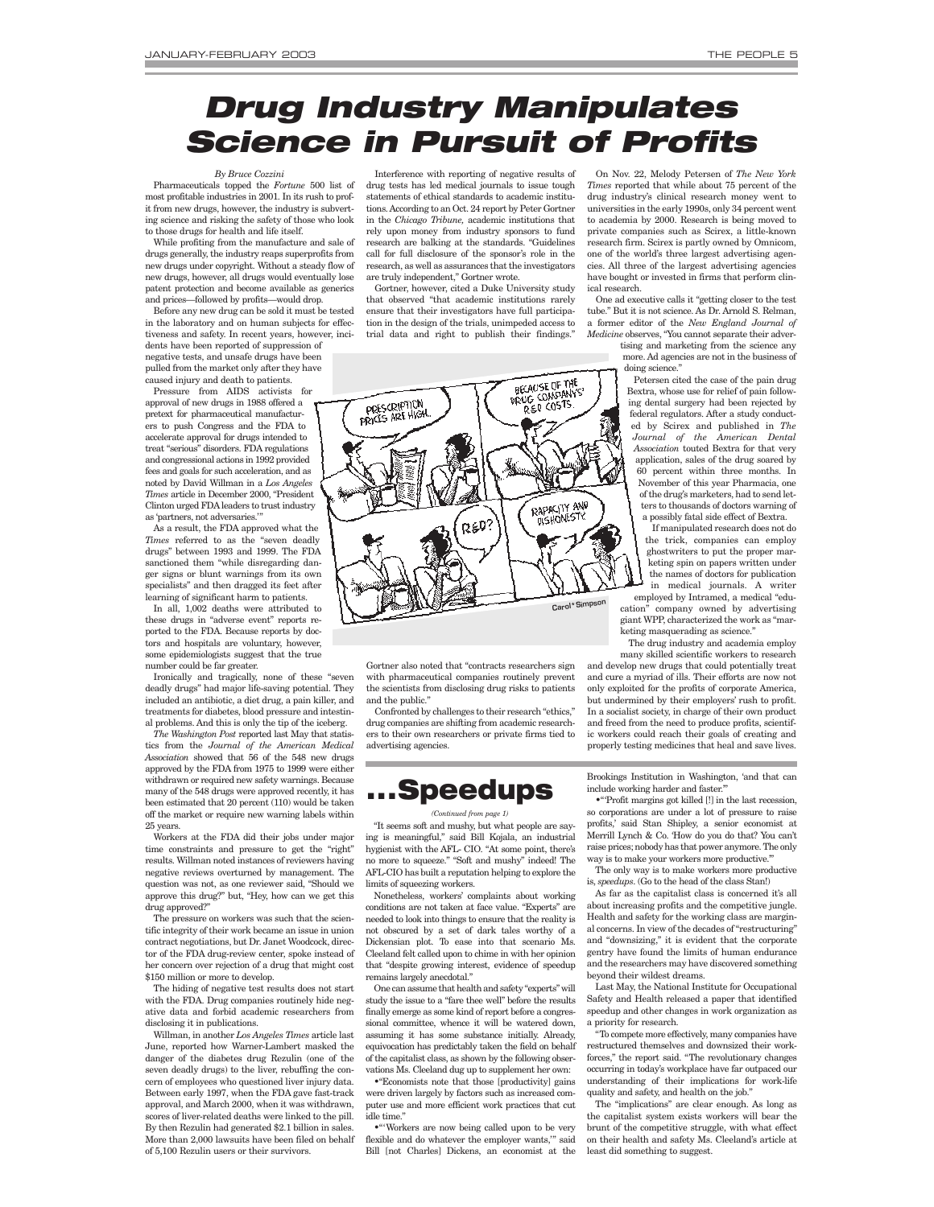# Drug Industry Manipulates Science in Pursuit of Profits

*By Bruce Cozzini*

Pharmaceuticals topped the *Fortune* 500 list of most profitable industries in 2001. In its rush to profit from new drugs, however, the industry is subverting science and risking the safety of those who look to those drugs for health and life itself.

While profiting from the manufacture and sale of drugs generally, the industry reaps superprofits from new drugs under copyright. Without a steady flow of new drugs, however, all drugs would eventually lose patent protection and become available as generics and prices—followed by profits—would drop.

Before any new drug can be sold it must be tested in the laboratory and on human subjects for effectiveness and safety. In recent years, however, incidents have been reported of suppression of negative tests, and unsafe drugs have been pulled from the market only after they have caused injury and death to patients.

Pressure from AIDS activists for approval of new drugs in 1988 offered a pretext for pharmaceutical manufacturers to push Congress and the FDA to accelerate approval for drugs intended to treat "serious" disorders. FDA regulations and congressional actions in 1992 provided fees and goals for such acceleration, and as noted by David Willman in a *Los Angeles Times* article in December 2000, "President Clinton urged FDA leaders to trust industry as 'partners, not adversaries.'"

As a result, the FDA approved what the *Times* referred to as the "seven deadly drugs" between 1993 and 1999. The FDA sanctioned them "while disregarding danger signs or blunt warnings from its own specialists" and then dragged its feet after learning of significant harm to patients.

In all, 1,002 deaths were attributed to these drugs in "adverse event" reports reported to the FDA. Because reports by doctors and hospitals are voluntary, however, some epidemiologists suggest that the true number could be far greater.

Ironically and tragically, none of these "seven deadly drugs" had major life-saving potential. They included an antibiotic, a diet drug, a pain killer, and treatments for diabetes, blood pressure and intestinal problems. And this is only the tip of the iceberg.

*The Washington Post* reported last May that statistics from the *Journal of the American Medical Association* showed that 56 of the 548 new drugs approved by the FDA from 1975 to 1999 were either withdrawn or required new safety warnings. Because many of the 548 drugs were approved recently, it has been estimated that 20 percent (110) would be taken off the market or require new warning labels within 25 years.

Workers at the FDA did their jobs under major time constraints and pressure to get the "right" results. Willman noted instances of reviewers having negative reviews overturned by management. The question was not, as one reviewer said, "Should we approve this drug?" but, "Hey, how can we get this drug approved?"

The pressure on workers was such that the scientific integrity of their work became an issue in union contract negotiations, but Dr. Janet Woodcock, director of the FDA drug-review center, spoke instead of her concern over rejection of a drug that might cost $150 million or more to develop.

The hiding of negative test results does not start with the FDA. Drug companies routinely hide negative data and forbid academic researchers from disclosing it in publications.

Willman, in another *Los Angeles Times* article last June, reported how Warner-Lambert masked the danger of the diabetes drug Rezulin (one of the seven deadly drugs) to the liver, rebuffing the concern of employees who questioned liver injury data. Between early 1997, when the FDA gave fast-track approval, and March 2000, when it was withdrawn, scores of liver-related deaths were linked to the pill. By then Rezulin had generated $2.1 billion in sales. More than 2,000 lawsuits have been filed on behalf of 5,100 Rezulin users or their survivors.

Interference with reporting of negative results of drug tests has led medical journals to issue tough statements of ethical standards to academic institutions. According to an Oct. 24 report by Peter Gortner in the *Chicago Tribune*, academic institutions that rely upon money from industry sponsors to fund research are balking at the standards. "Guidelines call for full disclosure of the sponsor's role in the research, as well as assurances that the investigators are truly independent," Gortner wrote.

Gortner, however, cited a Duke University study that observed "that academic institutions rarely ensure that their investigators have full participation in the design of the trials, unimpeded access to trial data and right to publish their findings."

Gortner also noted that "contracts researchers sign with pharmaceutical companies routinely prevent the scientists from disclosing drug risks to patients and the public."

Confronted by challenges to their research "ethics," drug companies are shifting from academic researchers to their own researchers or private firms tied to advertising agencies.

On Nov. 22, Melody Petersen of *The New York Times* reported that while about 75 percent of the drug industry's clinical research money went to universities in the early 1990s, only 34 percent went to academia by 2000. Research is being moved to private companies such as Scirex, a little-known research firm. Scirex is partly owned by Omnicom, one of the world's three largest advertising agencies. All three of the largest advertising agencies have bought or invested in firms that perform clinical research.

One ad executive calls it "getting closer to the test tube." But it is not science. As Dr. Arnold S. Relman, a former editor of the *New England Journal of Medicine* observes, "You cannot separate their advertising and marketing from the science any more. Ad agencies are not in the business of doing science."

Petersen cited the case of the pain drug Bextra, whose use for relief of pain following dental surgery had been rejected by federal regulators. After a study conducted by Scirex and published in *The Journal of the American Dental Association* touted Bextra for that very application, sales of the drug soared by 60 percent within three months. In November of this year Pharmacia, one of the drug's marketers, had to send letters to thousands of doctors warning of a possibly fatal side effect of Bextra.

If manipulated research does not do the trick, companies can employ ghostwriters to put the proper marketing spin on papers written under the names of doctors for publication in medical journals. A writer employed by Intramed, a medical "education" company owned by advertising giant WPP, characterized the work as "marketing masquerading as science."

The drug industry and academia employ many skilled scientific workers to research and develop new drugs that could potentially treat and cure a myriad of ills. Their efforts are now not only exploited for the profits of corporate America, but undermined by their employers' rush to profit. In a socialist society, in charge of their own product and freed from the need to produce profits, scientific workers could reach their goals of creating and properly testing medicines that heal and save lives.

# ...Speedups

*(Continued from page 1)*

"It seems soft and mushy, but what people are saying is meaningful," said Bill Kojala, an industrial hygienist with the AFL- CIO. "At some point, there's no more to squeeze." "Soft and mushy" indeed! The AFL-CIO has built a reputation helping to explore the limits of squeezing workers.

Nonetheless, workers' complaints about working conditions are not taken at face value. "Experts" are needed to look into things to ensure that the reality is not obscured by a set of dark tales worthy of a Dickensian plot. To ease into that scenario Ms. Cleeland felt called upon to chime in with her opinion that "despite growing interest, evidence of speedup remains largely anecdotal."

One can assume that health and safety "experts" will study the issue to a "fare thee well" before the results finally emerge as some kind of report before a congressional committee, whence it will be watered down, assuming it has some substance initially. Already, equivocation has predictably taken the field on behalf of the capitalist class, as shown by the following observations Ms. Cleeland dug up to supplement her own:

•"Economists note that those [productivity] gains were driven largely by factors such as increased computer use and more efficient work practices that cut idle time."

•"'Workers are now being called upon to be very flexible and do whatever the employer wants,'" said Bill [not Charles] Dickens, an economist at the Brookings Institution in Washington, 'and that can include working harder and faster.'"

•"'Profit margins got killed [!] in the last recession, so corporations are under a lot of pressure to raise profits,' said Stan Shipley, a senior economist at Merrill Lynch & Co. 'How do you do that? You can't raise prices; nobody has that power anymore. The only way is to make your workers more productive.'"

The only way to make workers more productive is, *speedups*. (Go to the head of the class Stan!)

As far as the capitalist class is concerned it's all about increasing profits and the competitive jungle. Health and safety for the working class are marginal concerns. In view of the decades of "restructuring" and "downsizing," it is evident that the corporate gentry have found the limits of human endurance and the researchers may have discovered something beyond their wildest dreams.

Last May, the National Institute for Occupational Safety and Health released a paper that identified speedup and other changes in work organization as a priority for research.

"To compete more effectively, many companies have restructured themselves and downsized their workforces," the report said. "The revolutionary changes occurring in today's workplace have far outpaced our understanding of their implications for work-life quality and safety, and health on the job."

The "implications" are clear enough. As long as the capitalist system exists workers will bear the brunt of the competitive struggle, with what effect on their health and safety Ms. Cleeland's article at least did something to suggest.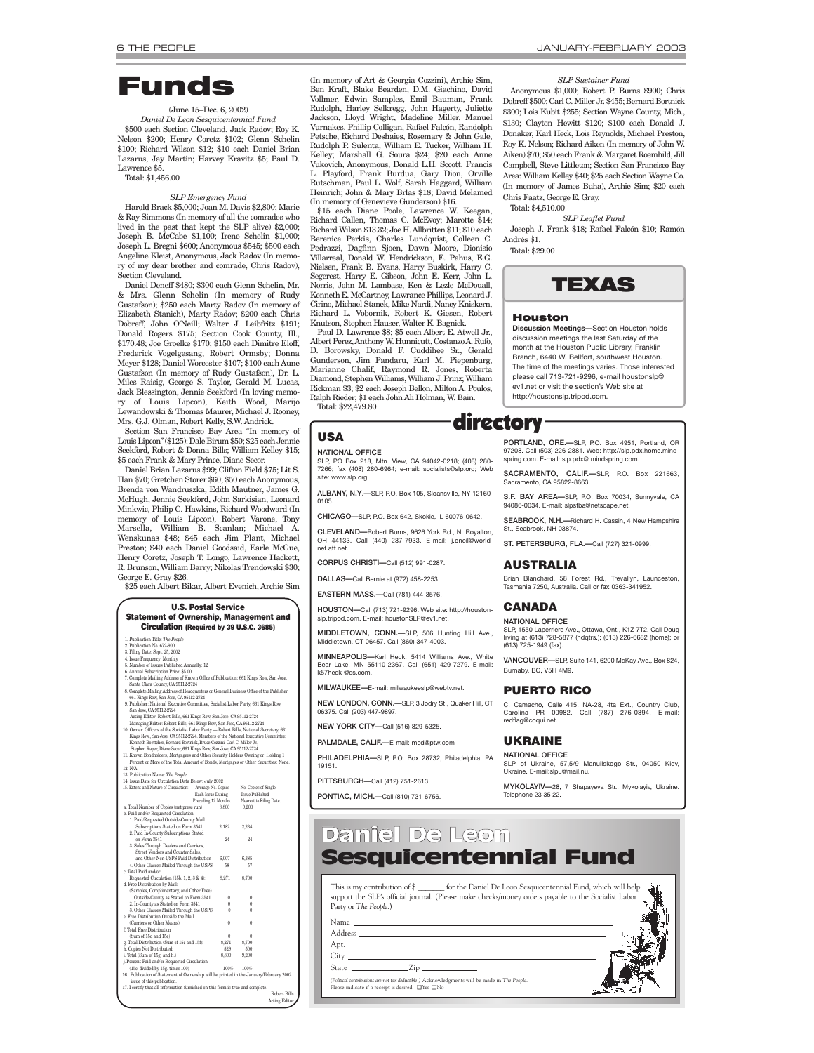# Funds

(June 15–Dec. 6, 2002)

*Daniel De Leon Sesquicentennial Fund*

$500 each Section Cleveland, Jack Radov; Roy K. Nelson $200; Henry Coretz $102; Glenn Schelin $100; Richard Wilson $12; $10 each Daniel Brian Lazarus, Jay Martin; Harvey Kravitz $5; Paul D. Lawrence $5.

Total: $1,456.00

*SLP Emergency Fund*

Harold Brack $5,000; Joan M. Davis $2,800; Marie & Ray Simmons (In memory of all the comrades who lived in the past that kept the SLP alive) $2,000; Joseph B. McCabe $1,100; Irene Schelin $1,000; Joseph L. Bregni $600; Anonymous $545; $500 each Angeline Kleist, Anonymous, Jack Radov (In memory of my dear brother and comrade, Chris Radov), Section Cleveland.

Daniel Deneff $480; $300 each Glenn Schelin, Mr. & Mrs. Glenn Schelin (In memory of Rudy Gustafson); $250 each Marty Radov (In memory of Elizabeth Stanich), Marty Radov; $200 each Chris Dobreff, John O'Neill; Walter J. Leibfritz $191; Donald Rogers $175; Section Cook County, Ill., $170.48; Joe Groelke $170; $150 each Dimitre Eloff, Frederick Vogelgesang, Robert Ormsby; Donna Meyer $128; Daniel Worcester $107; $100 each Aune Gustafson (In memory of Rudy Gustafson), Dr. L. Miles Raisig, George S. Taylor, Gerald M. Lucas, Jack Blessington, Jennie Seekford (In loving memory of Louis Lipcon), Keith Wood, Marijo Lewandowski & Thomas Maurer, Michael J. Rooney, Mrs. G.J. Olman, Robert Kelly, S.W. Andrick.

Section San Francisco Bay Area "In memory of Louis Lipcon" ($125): Dale Birum $50; $25 each Jennie Seekford, Robert & Donna Bills; William Kelley $15; $5 each Frank & Mary Prince, Diane Secor.

Daniel Brian Lazarus $99; Clifton Field $75; Lit S. Han $70; Gretchen Storer $60; $50 each Anonymous, Brenda von Wandruszka, Edith Mautner, James G. McHugh, Jennie Seekford, John Sarkisian, Leonard Minkwic, Philip C. Hawkins, Richard Woodward (In memory of Louis Lipcon), Robert Varone, Tony Marsella, William B. Scanlan; Michael A. Wenskunas $48; $45 each Jim Plant, Michael Preston; $40 each Daniel Goodsaid, Earle McGue, Henry Coretz, Joseph T. Longo, Lawrence Hackett, R. Brunson, William Barry; Nikolas Trendowski $30; George E. Gray $26.

$25 each Albert Bikar, Albert Evenich, Archie Sim (In memory of Art & Georgia Cozzini), Archie Sim, Ben Kraft, Blake Bearden, D.M. Giachino, David Vollmer, Edwin Samples, Emil Bauman, Frank Rudolph, Harley Selkregg, John Hagerty, Juliette Jackson, Lloyd Wright, Madeline Miller, Manuel Vurnakes, Phillip Colligan, Rafael Falcón, Randolph Petsche, Richard Deshaies, Rosemary & John Gale, Rudolph P. Sulenta, William E. Tucker, William H. Kelley; Marshall G. Soura $24; $20 each Anne Vukovich, Anonymous, Donald L.H. Scott, Francis L. Playford, Frank Burdua, Gary Dion, Orville Rutschman, Paul L. Wolf, Sarah Haggard, William Heinrich; John & Mary Brlas $18; David Melamed (In memory of Genevieve Gunderson) $16.

$15 each Diane Poole, Lawrence W. Keegan, Richard Callen, Thomas C. McEvoy; Marotte $14; Richard Wilson $13.32; Joe H. Allbritten $11; $10 each Berenice Perkis, Charles Lundquist, Colleen C. Pedrazzi, Dagfinn Sjoen, Dawn Moore, Dionisio Villarreal, Donald W. Hendrickson, E. Pahus, E.G. Nielsen, Frank B. Evans, Harry Buskirk, Harry C. Segerest, Harry E. Gibson, John E. Kerr, John L. Norris, John M. Lambase, Ken & Lezle McDouall, Kenneth E. McCartney, Lawrance Phillips, Leonard J. Cirino, Michael Stanek, Mike Nardi, Nancy Kniskern, Richard L. Vobornik, Robert K. Giesen, Robert Knutson, Stephen Hauser, Walter K. Bagnick.

Paul D. Lawrence $8; $5 each Albert E. Atwell Jr., Albert Perez, Anthony W. Hunnicutt, Costanzo A. Rufo, D. Borowsky, Donald F. Cuddihee Sr., Gerald Gunderson, Jim Pandaru, Karl M. Piepenburg, Marianne Chalif, Raymond R. Jones, Roberta Diamond, Stephen Williams, William J. Prinz; William Rickman $3; $2 each Joseph Bellon, Milton A. Poulos, Ralph Rieder; $1 each John Ali Holman, W. Bain.

Total: $22,479.80

*SLP Sustainer Fund*

Anonymous $1,000; Robert P. Burns $900; Chris Dobreff $500; Carl C. Miller Jr. $455; Bernard Bortnick $300; Lois Kubit $255; Section Wayne County, Mich., $130; Clayton Hewitt $120; $100 each Donald J. Donaker, Karl Heck, Lois Reynolds, Michael Preston, Roy K. Nelson; Richard Aiken (In memory of John W. Aiken) $70; $50 each Frank & Margaret Roemhild, Jill Campbell, Steve Littleton; Section San Francisco Bay Area: William Kelley $40; $25 each Section Wayne Co. (In memory of James Buha), Archie Sim; $20 each Chris Faatz, George E. Gray.

Total: $4,510.00

*SLP Leaflet Fund*

Joseph J. Frank $18; Rafael Falcón $10; Ramón Andrés $1.

Total: $29.00

### U.S. Postal Service Statement of Ownership, Management and Circulation (Required by 39 U.S.C. 3685)

1. Publication Title: *The People*
2. Publication No. 672-900
3. Filing Date: Sept. 25, 2002
4. Issue Frequency: Monthly
5. Number of Issues Published Annually: 12
6. Annual Subscription Price: $5.00
7. Complete Mailing Address of Known Office of Publication: 661 Kings Row, San Jose, Santa Clara County, CA 95112-2724
8. Complete Mailing Address of Headquarters or General Business Office of the Publisher: 661 Kings Row, San Jose, CA 95112-2724
9. Publisher: National Executive Committee, Socialist Labor Party, 661 Kings Row, San Jose, CA 95112-2724
   Acting Editor: Robert Bills, 661 Kings Row, San Jose, CA 95112-2724
   Managing Editor: Robert Bills, 661 Kings Row, San Jose, CA 95112-2724
10. Owner: Officers of the Socialist Labor Party — Robert Bills, National Secretary, 661 Kings Row, San Jose, CA 95112-2724. Members of the National Executive Committee: Kenneth Boettcher; Bernard Bortnick, Bruce Cozzini, Carl C. Miller Jr., Stephen Raper, Diane Secor, 661 Kings Row, San Jose, CA 95112-2724
11. Known Bondholders, Mortgagees and Other Security Holders Owning or Holding 1 Percent or More of the Total Amount of Bonds, Mortgages or Other Securities: None.
12. N/A
13. Publication Name: *The People*
14. Issue Date for Circulation Data Below: July 2002

| 15. Extent and Nature of Circulation: | Average No. Copies Each Issue During Preceding 12 Months | No. Copies of Single Issue Published Nearest to Filing Date |
|---|---|---|
| a. Total Number of Copies (net press run) | 8,800 | 9,200 |
| b. Paid and/or Requested Circulation: | | |
| 1. Paid/Requested Outside-County Mail Subscriptions Stated on Form 3541 | 2,182 | 2,234 |
| 2. Paid In-County Subscriptions Stated on Form 3541 | 24 | 24 |
| 3. Sales Through Dealers and Carriers, Street Vendors and Counter Sales, and Other Non-USPS Paid Distribution | 6,007 | 6,385 |
| 4. Other Classes Mailed Through the USPS | 58 | 57 |
| c. Total Paid and/or Requested Circulation (15b. 1, 2, 3 & 4) | 8,271 | 8,700 |
| d. Free Distribution by Mail (Samples, Complimentary, and Other Free) | | |
| 1. Outside-County as Stated on Form 3541 | 0 | 0 |
| 2. In-County as Stated on Form 3541 | 0 | 0 |
| 3. Other Classes Mailed Through the USPS | 0 | 0 |
| e. Free Distribution Outside the Mail (Carriers or Other Means) | 0 | 0 |
| f. Total Free Distribution (Sum of 15d and 15e) | 0 | 0 |
| g. Total Distribution (Sum of 15c and 15f) | 8,271 | 8,700 |
| h. Copies Not Distributed | 529 | 500 |
| i. Total (Sum of 15g. and h.) | 8,800 | 9,200 |
| j. Percent Paid and/or Requested Circulation (15c. divided by 15g. times 100) | 100% | 100% |

16. Publication of Statement of Ownership will be printed in the January/February 2002 issue of this publication.
17. I certify that all information furnished on this form is true and complete.

Robert Bills
Acting Editor

# TEXAS

### Houston

**Discussion Meetings—**Section Houston holds discussion meetings the last Saturday of the month at the Houston Public Library, Franklin Branch, 6440 W. Bellfort, southwest Houston. The time of the meetings varies. Those interested please call 713-721-9296, e-mail houstonslp@ev1.net or visit the section's Web site at http://houstonslp.tripod.com.

# directory

## USA

NATIONAL OFFICE
SLP, PO Box 218, Mtn. View, CA 94042-0218; (408) 280-7266; fax (408) 280-6964; e-mail: socialists@slp.org; Web site: www.slp.org.

**ALBANY, N.Y.—**SLP, P.O. Box 105, Sloansville, NY 12160-0105.

**CHICAGO—**SLP, P.O. Box 642, Skokie, IL 60076-0642.

**CLEVELAND—**Robert Burns, 9626 York Rd., N. Royalton, OH 44133. Call (440) 237-7933. E-mail: j.oneil@worldnet.att.net.

**CORPUS CHRISTI—**Call (512) 991-0287.

**DALLAS—**Call Bernie at (972) 458-2253.

**EASTERN MASS.—**Call (781) 444-3576.

**HOUSTON—**Call (713) 721-9296. Web site: http://houstonslp.tripod.com. E-mail: houstonSLP@ev1.net.

**MIDDLETOWN, CONN.—**SLP, 506 Hunting Hill Ave., Middletown, CT 06457. Call (860) 347-4003.

**MINNEAPOLIS—**Karl Heck, 5414 Williams Ave., White Bear Lake, MN 55110-2367. Call (651) 429-7279. E-mail: k57heck @cs.com.

**MILWAUKEE—**E-mail: milwaukeeslp@webtv.net.

**NEW LONDON, CONN.—**SLP, 3 Jodry St., Quaker Hill, CT 06375. Call (203) 447-9897.

**NEW YORK CITY—**Call (516) 829-5325.

**PALMDALE, CALIF.—**E-mail: med@ptw.com

**PHILADELPHIA—**SLP, P.O. Box 28732, Philadelphia, PA 19151.

**PITTSBURGH—**Call (412) 751-2613.

**PONTIAC, MICH.—**Call (810) 731-6756.

**PORTLAND, ORE.—**SLP, P.O. Box 4951, Portland, OR 97208. Call (503) 226-2881. Web: http://slp.pdx.home.mindspring.com. E-mail: slp.pdx@ mindspring.com.

**SACRAMENTO, CALIF.—**SLP, P.O. Box 221663, Sacramento, CA 95822-8663.

**S.F. BAY AREA—**SLP, P.O. Box 70034, Sunnyvale, CA 94086-0034. E-mail: slpsfba@netscape.net.

**SEABROOK, N.H.—**Richard H. Cassin, 4 New Hampshire St., Seabrook, NH 03874.

**ST. PETERSBURG, FLA.—**Call (727) 321-0999.

## AUSTRALIA

Brian Blanchard, 58 Forest Rd., Trevallyn, Launceston, Tasmania 7250, Australia. Call or fax 0363-341952.

## CANADA

NATIONAL OFFICE
SLP, 1550 Laperriere Ave., Ottawa, Ont., K1Z 7T2. Call Doug Irving at (613) 728-5877 (hdqtrs.); (613) 226-6682 (home); or (613) 725-1949 (fax).

**VANCOUVER—**SLP, Suite 141, 6200 McKay Ave., Box 824, Burnaby, BC, V5H 4M9.

## PUERTO RICO

C. Camacho, Calle 415, NA-28, 4ta Ext., Country Club, Carolina PR 00982. Call (787) 276-0894. E-mail: redflag@coqui.net.

## UKRAINE

NATIONAL OFFICE
SLP of Ukraine, 57,5/9 Manuilskogo Str., 04050 Kiev, Ukraine. E-mail:slpu@mail.nu.

**MYKOLAYIV—**28, 7 Shapayeva Str., Mykolayiv, Ukraine. Telephone 23 35 22.

# Daniel De Leon Sesquicentennial Fund

This is my contribution of $ _______ for the Daniel De Leon Sesquicentennial Fund, which will help support the SLP's official journal. (Please make checks/money orders payable to the Socialist Labor Party or *The People*.)

Name ______________________________

Address ______________________________

Apt. ______________________________

City ______________________________

State __________ Zip __________

*(Political contributions are not tax deductible.)* Acknowledgments will be made in *The People*. Please indicate if a receipt is desired: ☐Yes ☐No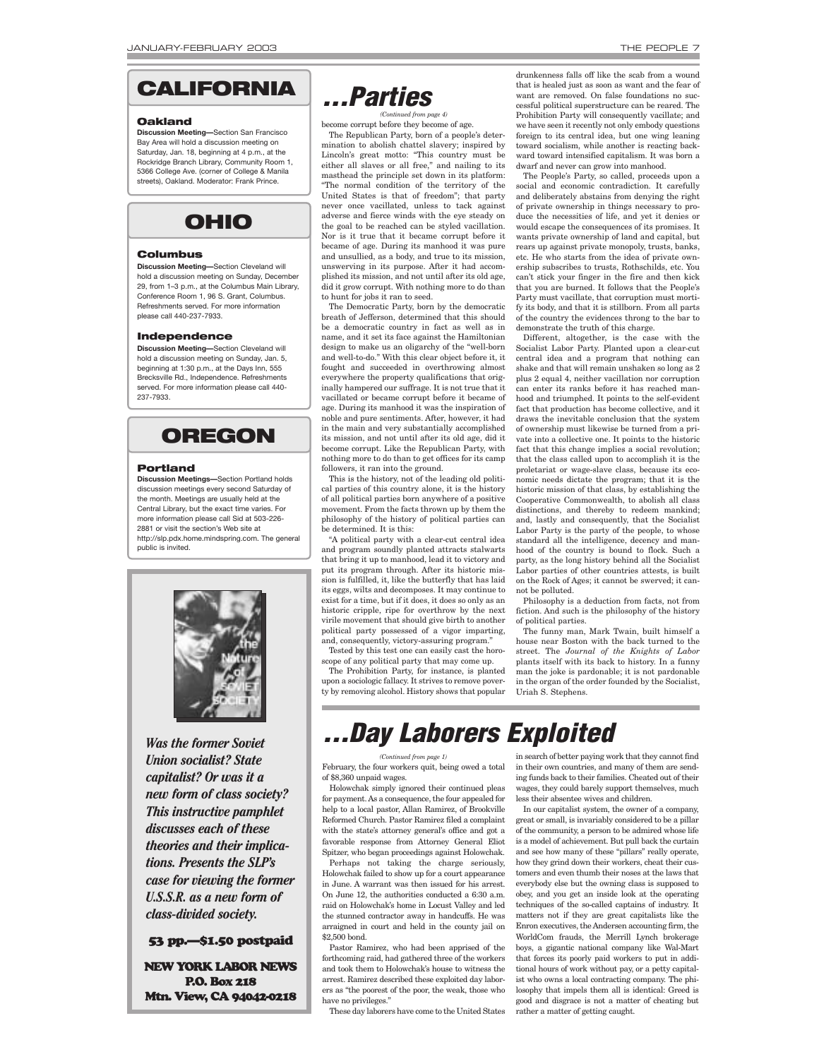## CALIFORNIA

### Oakland

**Discussion Meeting—**Section San Francisco Bay Area will hold a discussion meeting on Saturday, Jan. 18, beginning at 4 p.m., at the Rockridge Branch Library, Community Room 1, 5366 College Ave. (corner of College & Manila streets), Oakland. Moderator: Frank Prince.

## OHIO

### Columbus

**Discussion Meeting—**Section Cleveland will hold a discussion meeting on Sunday, December 29, from 1–3 p.m., at the Columbus Main Library, Conference Room 1, 96 S. Grant, Columbus. Refreshments served. For more information please call 440-237-7933.

### Independence

**Discussion Meeting—**Section Cleveland will hold a discussion meeting on Sunday, Jan. 5, beginning at 1:30 p.m., at the Days Inn, 555 Brecksville Rd., Independence. Refreshments served. For more information please call 440-237-7933.

## OREGON

### Portland

**Discussion Meetings—**Section Portland holds discussion meetings every second Saturday of the month. Meetings are usually held at the Central Library, but the exact time varies. For more information please call Sid at 503-226-2881 or visit the section's Web site at http://slp.pdx.home.mindspring.com. The general public is invited.

the Nature of SOVIET SOCIETY

***Was the former Soviet Union socialist? State capitalist? Or was it a new form of class society? This instructive pamphlet discusses each of these theories and their implications. Presents the SLP's case for viewing the former U.S.S.R. as a new form of class-divided society.***

**53 pp.—$1.50 postpaid**

**NEW YORK LABOR NEWS**
**P.O. Box 218**
**Mtn. View, CA 94042-0218**

# ...Parties

*(Continued from page 4)*

become corrupt before they become of age.

The Republican Party, born of a people's determination to abolish chattel slavery; inspired by Lincoln's great motto: "This country must be either all slaves or all free," and nailing to its masthead the principle set down in its platform: "The normal condition of the territory of the United States is that of freedom"; that party never once vacillated, unless to tack against adverse and fierce winds with the eye steady on the goal to be reached can be styled vacillation. Nor is it true that it became corrupt before it became of age. During its manhood it was pure and unsullied, as a body, and true to its mission, unswerving in its purpose. After it had accomplished its mission, and not until after its old age, did it grow corrupt. With nothing more to do than to hunt for jobs it ran to seed.

The Democratic Party, born by the democratic breath of Jefferson, determined that this should be a democratic country in fact as well as in name, and it set its face against the Hamiltonian design to make us an oligarchy of the "well-born and well-to-do." With this clear object before it, it fought and succeeded in overthrowing almost everywhere the property qualifications that originally hampered our suffrage. It is not true that it vacillated or became corrupt before it became of age. During its manhood it was the inspiration of noble and pure sentiments. After, however, it had in the main and very substantially accomplished its mission, and not until after its old age, did it become corrupt. Like the Republican Party, with nothing more to do than to get offices for its camp followers, it ran into the ground.

This is the history, not of the leading old political parties of this country alone, it is the history of all political parties born anywhere of a positive movement. From the facts thrown up by them the philosophy of the history of political parties can be determined. It is this:

"A political party with a clear-cut central idea and program soundly planted attracts stalwarts that bring it up to manhood, lead it to victory and put its program through. After its historic mission is fulfilled, it, like the butterfly that has laid its eggs, wilts and decomposes. It may continue to exist for a time, but if it does, it does so only as an historic cripple, ripe for overthrow by the next virile movement that should give birth to another political party possessed of a vigor imparting, and, consequently, victory-assuring program."

Tested by this test one can easily cast the horoscope of any political party that may come up.

The Prohibition Party, for instance, is planted upon a sociologic fallacy. It strives to remove poverty by removing alcohol. History shows that popular drunkenness falls off like the scab from a wound that is healed just as soon as want and the fear of want are removed. On false foundations no successful political superstructure can be reared. The Prohibition Party will consequently vacillate; and we have seen it recently not only embody questions foreign to its central idea, but one wing leaning toward socialism, while another is reacting backward toward intensified capitalism. It was born a dwarf and never can grow into manhood.

The People's Party, so called, proceeds upon a social and economic contradiction. It carefully and deliberately abstains from denying the right of private ownership in things necessary to produce the necessities of life, and yet it denies or would escape the consequences of its promises. It wants private ownership of land and capital, but rears up against private monopoly, trusts, banks, etc. He who starts from the idea of private ownership subscribes to trusts, Rothschilds, etc. You can't stick your finger in the fire and then kick that you are burned. It follows that the People's Party must vacillate, that corruption must mortify its body, and that it is stillborn. From all parts of the country the evidences throng to the bar to demonstrate the truth of this charge.

Different, altogether, is the case with the Socialist Labor Party. Planted upon a clear-cut central idea and a program that nothing can shake and that will remain unshaken so long as 2 plus 2 equal 4, neither vacillation nor corruption can enter its ranks before it has reached manhood and triumphed. It points to the self-evident fact that production has become collective, and it draws the inevitable conclusion that the system of ownership must likewise be turned from a private into a collective one. It points to the historic fact that this change implies a social revolution; that the class called upon to accomplish it is the proletariat or wage-slave class, because its economic needs dictate the program; that it is the historic mission of that class, by establishing the Cooperative Commonwealth, to abolish all class distinctions, and thereby to redeem mankind; and, lastly and consequently, that the Socialist Labor Party is the party of the people, to whose standard all the intelligence, decency and manhood of the country is bound to flock. Such a party, as the long history behind all the Socialist Labor parties of other countries attests, is built on the Rock of Ages; it cannot be swerved; it cannot be polluted.

Philosophy is a deduction from facts, not from fiction. And such is the philosophy of the history of political parties.

The funny man, Mark Twain, built himself a house near Boston with the back turned to the street. The *Journal of the Knights of Labor* plants itself with its back to history. In a funny man the joke is pardonable; it is not pardonable in the organ of the order founded by the Socialist, Uriah S. Stephens.

# ...Day Laborers Exploited

*(Continued from page 1)*

February, the four workers quit, being owed a total of $8,360 unpaid wages.

Holowchak simply ignored their continued pleas for payment. As a consequence, the four appealed for help to a local pastor, Allan Ramirez, of Brookville Reformed Church. Pastor Ramirez filed a complaint with the state's attorney general's office and got a favorable response from Attorney General Eliot Spitzer, who began proceedings against Holowchak.

Perhaps not taking the charge seriously, Holowchak failed to show up for a court appearance in June. A warrant was then issued for his arrest. On June 12, the authorities conducted a 6:30 a.m. raid on Holowchak's home in Locust Valley and led the stunned contractor away in handcuffs. He was arraigned in court and held in the county jail on $2,500 bond.

Pastor Ramirez, who had been apprised of the forthcoming raid, had gathered three of the workers and took them to Holowchak's house to witness the arrest. Ramirez described these exploited day laborers as "the poorest of the poor, the weak, those who have no privileges."

These day laborers have come to the United States in search of better paying work that they cannot find in their own countries, and many of them are sending funds back to their families. Cheated out of their wages, they could barely support themselves, much less their absentee wives and children.

In our capitalist system, the owner of a company, great or small, is invariably considered to be a pillar of the community, a person to be admired whose life is a model of achievement. But pull back the curtain and see how many of these "pillars" really operate, how they grind down their workers, cheat their customers and even thumb their noses at the laws that everybody else but the owning class is supposed to obey, and you get an inside look at the operating techniques of the so-called captains of industry. It matters not if they are great capitalists like the Enron executives, the Andersen accounting firm, the WorldCom frauds, the Merrill Lynch brokerage boys, a gigantic national company like Wal-Mart that forces its poorly paid workers to put in additional hours of work without pay, or a petty capitalist who owns a local contracting company. The philosophy that impels them all is identical: Greed is good and disgrace is not a matter of cheating but rather a matter of getting caught.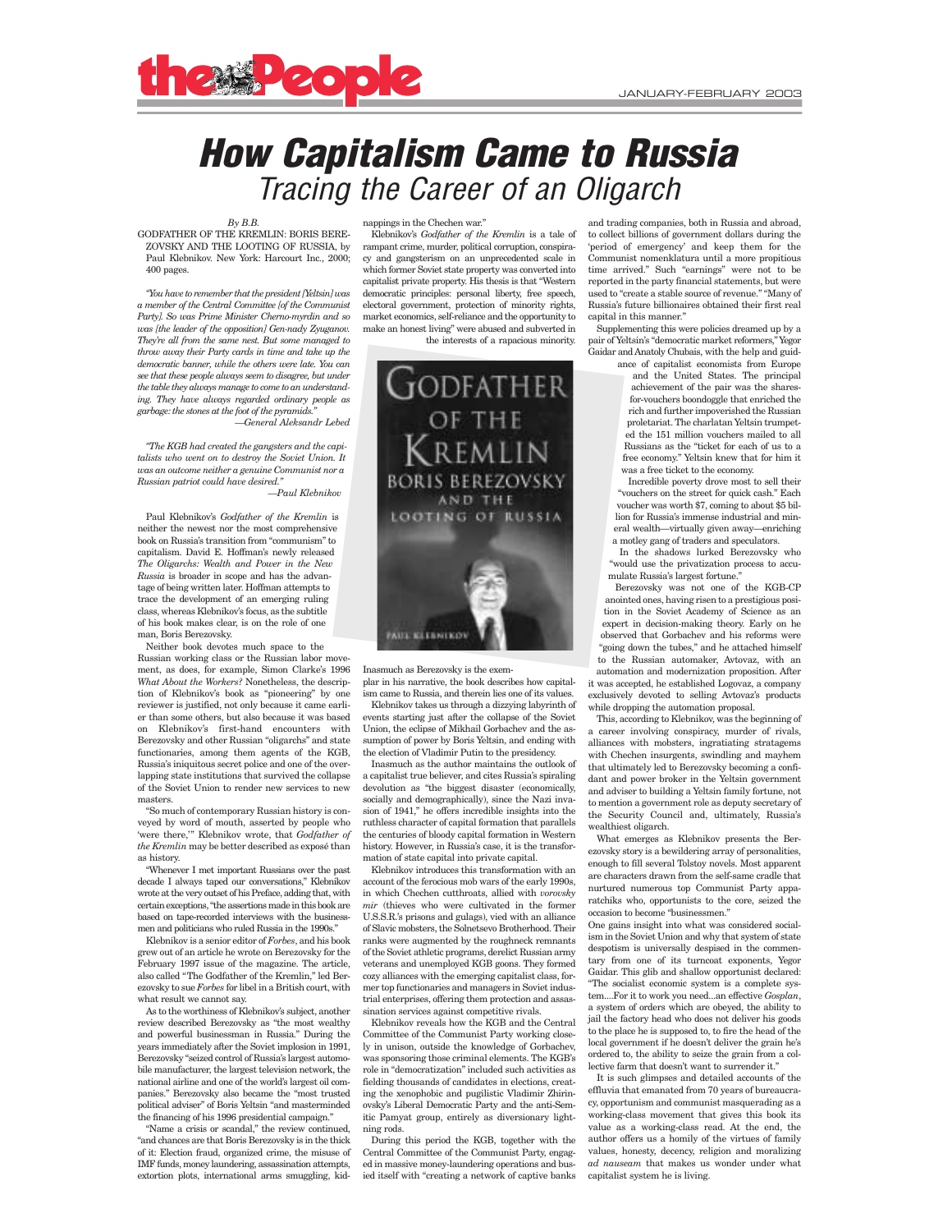# How Capitalism Came to Russia

## *Tracing the Career of an Oligarch*

*By B.B.*

GODFATHER OF THE KREMLIN: BORIS BEREZOVSKY AND THE LOOTING OF RUSSIA, by Paul Klebnikov. New York: Harcourt Inc., 2000; 400 pages.

*"You have to remember that the president [Yeltsin] was a member of the Central Committee [of the Communist Party]. So was Prime Minister Cherno-myrdin and so was [the leader of the opposition] Gen-nady Zyuganov. They're all from the same nest. But some managed to throw away their Party cards in time and take up the democratic banner, while the others were late. You can see that these people always seem to disagree, but under the table they always manage to come to an understanding. They have always regarded ordinary people as garbage: the stones at the foot of the pyramids."*

*—General Aleksandr Lebed*

*"The KGB had created the gangsters and the capitalists who went on to destroy the Soviet Union. It was an outcome neither a genuine Communist nor a Russian patriot could have desired."*

*—Paul Klebnikov*

Paul Klebnikov's *Godfather of the Kremlin* is neither the newest nor the most comprehensive book on Russia's transition from "communism" to capitalism. David E. Hoffman's newly released *The Oligarchs: Wealth and Power in the New Russia* is broader in scope and has the advantage of being written later. Hoffman attempts to trace the development of an emerging ruling class, whereas Klebnikov's focus, as the subtitle of his book makes clear, is on the role of one man, Boris Berezovsky.

Neither book devotes much space to the Russian working class or the Russian labor movement, as does, for example, Simon Clarke's 1996 *What About the Workers?* Nonetheless, the description of Klebnikov's book as "pioneering" by one reviewer is justified, not only because it came earlier than some others, but also because it was based on Klebnikov's first-hand encounters with Berezovsky and other Russian "oligarchs" and state functionaries, among them agents of the KGB, Russia's iniquitous secret police and one of the overlapping state institutions that survived the collapse of the Soviet Union to render new services to new masters.

"So much of contemporary Russian history is conveyed by word of mouth, asserted by people who 'were there,'" Klebnikov wrote, that *Godfather of the Kremlin* may be better described as exposé than as history.

"Whenever I met important Russians over the past decade I always taped our conversations," Klebnikov wrote at the very outset of his Preface, adding that, with certain exceptions, "the assertions made in this book are based on tape-recorded interviews with the businessmen and politicians who ruled Russia in the 1990s."

Klebnikov is a senior editor of *Forbes*, and his book grew out of an article he wrote on Berezovsky for the February 1997 issue of the magazine. The article, also called "The Godfather of the Kremlin," led Berezovsky to sue *Forbes* for libel in a British court, with what result we cannot say.

As to the worthiness of Klebnikov's subject, another review described Berezovsky as "the most wealthy and powerful businessman in Russia." During the years immediately after the Soviet implosion in 1991, Berezovsky "seized control of Russia's largest automobile manufacturer, the largest television network, the national airline and one of the world's largest oil companies." Berezovsky also became the "most trusted political adviser" of Boris Yeltsin "and masterminded the financing of his 1996 presidential campaign."

"Name a crisis or scandal," the review continued, "and chances are that Boris Berezovsky is in the thick of it: Election fraud, organized crime, the misuse of IMF funds, money laundering, assassination attempts, extortion plots, international arms smuggling, kidnappings in the Chechen war."

Klebnikov's *Godfather of the Kremlin* is a tale of rampant crime, murder, political corruption, conspiracy and gangsterism on an unprecedented scale in which former Soviet state property was converted into capitalist private property. His thesis is that "Western democratic principles: personal liberty, free speech, electoral government, protection of minority rights, market economics, self-reliance and the opportunity to make an honest living" were abused and subverted in the interests of a rapacious minority.

Inasmuch as Berezovsky is the exemplar in his narrative, the book describes how capitalism came to Russia, and therein lies one of its values.

Klebnikov takes us through a dizzying labyrinth of events starting just after the collapse of the Soviet Union, the eclipse of Mikhail Gorbachev and the assumption of power by Boris Yeltsin, and ending with the election of Vladimir Putin to the presidency.

Inasmuch as the author maintains the outlook of a capitalist true believer, and cites Russia's spiraling devolution as "the biggest disaster (economically, socially and demographically), since the Nazi invasion of 1941," he offers incredible insights into the ruthless character of capital formation that parallels the centuries of bloody capital formation in Western history. However, in Russia's case, it is the transformation of state capital into private capital.

Klebnikov introduces this transformation with an account of the ferocious mob wars of the early 1990s, in which Chechen cutthroats, allied with *vorovsky mir* (thieves who were cultivated in the former U.S.S.R.'s prisons and gulags), vied with an alliance of Slavic mobsters, the Solnetsevo Brotherhood. Their ranks were augmented by the roughneck remnants of the Soviet athletic programs, derelict Russian army veterans and unemployed KGB goons. They formed cozy alliances with the emerging capitalist class, former top functionaries and managers in Soviet industrial enterprises, offering them protection and assassination services against competitive rivals.

Klebnikov reveals how the KGB and the Central Committee of the Communist Party working closely in unison, outside the knowledge of Gorbachev, was sponsoring those criminal elements. The KGB's role in "democratization" included such activities as fielding thousands of candidates in elections, creating the xenophobic and pugilistic Vladimir Zhirinovsky's Liberal Democratic Party and the anti-Semitic Pamyat group, entirely as diversionary lightning rods.

During this period the KGB, together with the Central Committee of the Communist Party, engaged in massive money-laundering operations and busied itself with "creating a network of captive banks and trading companies, both in Russia and abroad, to collect billions of government dollars during the 'period of emergency' and keep them for the Communist nomenklatura until a more propitious time arrived." Such "earnings" were not to be reported in the party financial statements, but were used to "create a stable source of revenue." "Many of Russia's future billionaires obtained their first real capital in this manner."

Supplementing this were policies dreamed up by a pair of Yeltsin's "democratic market reformers," Yegor Gaidar and Anatoly Chubais, with the help and guidance of capitalist economists from Europe and the United States. The principal achievement of the pair was the shares-for-vouchers boondoggle that enriched the rich and further impoverished the Russian proletariat. The charlatan Yeltsin trumpeted the 151 million vouchers mailed to all Russians as the "ticket for each of us to a free economy." Yeltsin knew that for him it was a free ticket to the economy.

Incredible poverty drove most to sell their "vouchers on the street for quick cash." Each voucher was worth $7, coming to about $5 billion for Russia's immense industrial and mineral wealth—virtually given away—enriching a motley gang of traders and speculators.

In the shadows lurked Berezovsky who "would use the privatization process to accumulate Russia's largest fortune."

Berezovsky was not one of the KGB-CP anointed ones, having risen to a prestigious position in the Soviet Academy of Science as an expert in decision-making theory. Early on he observed that Gorbachev and his reforms were "going down the tubes," and he attached himself to the Russian automaker, Avtovaz, with an automation and modernization proposition. After it was accepted, he established Logovaz, a company exclusively devoted to selling Avtovaz's products while dropping the automation proposal.

This, according to Klebnikov, was the beginning of a career involving conspiracy, murder of rivals, alliances with mobsters, ingratiating stratagems with Chechen insurgents, swindling and mayhem that ultimately led to Berezovsky becoming a confidant and power broker in the Yeltsin government and adviser to building a Yeltsin family fortune, not to mention a government role as deputy secretary of the Security Council and, ultimately, Russia's wealthiest oligarch.

What emerges as Klebnikov presents the Berezovsky story is a bewildering array of personalities, enough to fill several Tolstoy novels. Most apparent are characters drawn from the self-same cradle that nurtured numerous top Communist Party apparatchiks who, opportunists to the core, seized the occasion to become "businessmen."

One gains insight into what was considered socialism in the Soviet Union and why that system of state despotism is universally despised in the commentary from one of its turncoat exponents, Yegor Gaidar. This glib and shallow opportunist declared: "The socialist economic system is a complete system....For it to work you need...an effective *Gosplan*, a system of orders which are obeyed, the ability to jail the factory head who does not deliver his goods to the place he is supposed to, to fire the head of the local government if he doesn't deliver the grain he's ordered to, the ability to seize the grain from a collective farm that doesn't want to surrender it."

It is such glimpses and detailed accounts of the effluvia that emanated from 70 years of bureaucracy, opportunism and communist masquerading as a working-class movement that gives this book its value as a working-class read. At the end, the author offers us a homily of the virtues of family values, honesty, decency, religion and moralizing *ad nauseam* that makes us wonder under what capitalist system he is living.